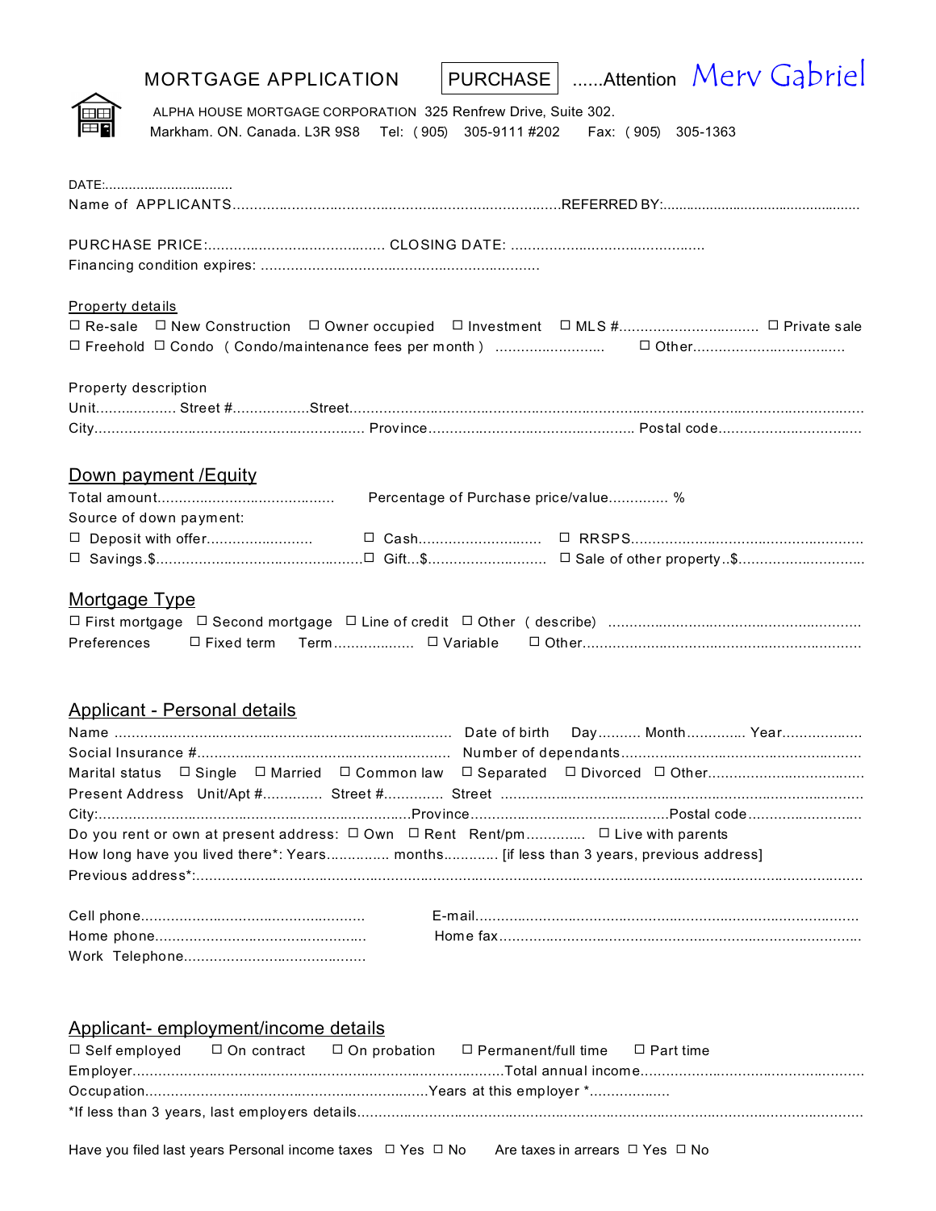# MORTGAGE APPLICATION

PURCHASE ......Attention Merv Gabriel

ALPHA HOUSE MORTGAGE CORPORATION 325 Renfrew Drive, Suite 302.
Markham. ON. Canada. L3R 9S8 Tel: ( 905) 305-9111 #202 Fax: ( 905) 305-1363

DATE:................................
Name of APPLICANTS............................................................................REFERRED BY:..................................................

PURCHASE PRICE:......................................... CLOSING DATE: ..............................................
Financing condition expires: ..................................................................

**Property details**

☐ Re-sale ☐ New Construction ☐ Owner occupied ☐ Investment ☐ MLS #................................ ☐ Private sale
☐ Freehold ☐ Condo ( Condo/maintenance fees per month ) .......................... ☐ Other...................................

Property description
Unit.................. Street #.................Street..........................................................................................................
City............................................................... Province................................................ Postal code.................................

## Down payment /Equity

Total amount.........................................  Percentage of Purchase price/value............. %
Source of down payment:
☐ Deposit with offer.........................  ☐ Cash............................  ☐ RRSPS.......................................................
☐ Savings.$...............................................  ☐ Gift...$............................  ☐ Sale of other property..$..............................

## Mortgage Type

☐ First mortgage ☐ Second mortgage ☐ Line of credit ☐ Other ( describe) ...........................................................
Preferences ☐ Fixed term Term.................. ☐ Variable ☐ Other..................................................................

## Applicant - Personal details

Name ..............................................................................  Date of birth Day.......... Month.............. Year..................
Social Insurance #..............................................................  Number of dependants.........................................................
Marital status ☐ Single ☐ Married ☐ Common law ☐ Separated ☐ Divorced ☐ Other....................................
Present Address Unit/Apt #............. Street #............. Street ...........................................................................
City:............................................................................Province..........................................Postal code..........................
Do you rent or own at present address: ☐ Own ☐ Rent Rent/pm............. ☐ Live with parents
How long have you lived there*: Years............... months............ [if less than 3 years, previous address]
Previous address*:...............................................................................................................................................

Cell phone....................................................  E-mail...........................................................................................
Home phone..................................................  Home fax.....................................................................................
Work Telephone..........................................

## Applicant- employment/income details

☐ Self employed ☐ On contract ☐ On probation ☐ Permanent/full time ☐ Part time
Employer..............................................................................Total annual income....................................................
Occupation...................................................................Years at this employer *..................
*If less than 3 years, last employers details...........................................................................................................

Have you filed last years Personal income taxes ☐ Yes ☐ No  Are taxes in arrears ☐ Yes ☐ No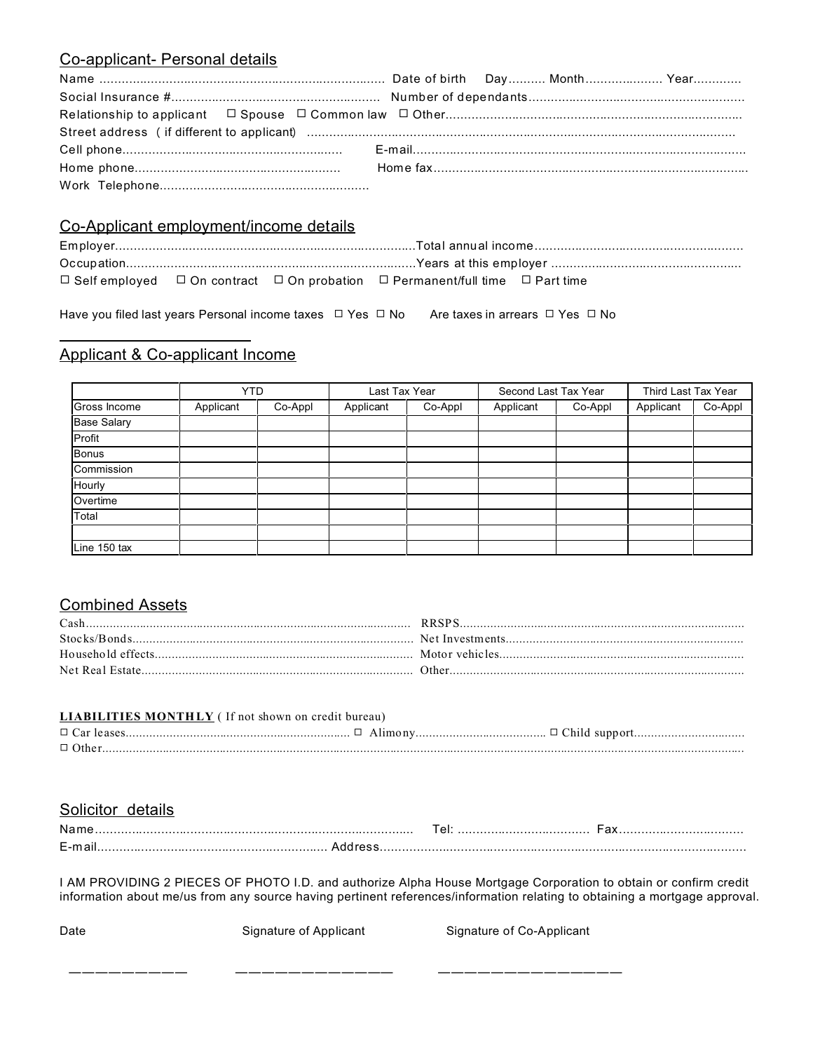## Co-applicant- Personal details

Name ............................................................................ Date of birth Day.......... Month..................... Year............

Social Insurance #....................................................... Number of dependants..........................................................

Relationship to applicant ☐ Spouse ☐ Common law ☐ Other...............................................................................

Street address ( if different to applicant) .......................................................................................................................

Cell phone.......................................................... E-mail......................................................................................

Home phone...................................................... Home fax.................................................................................

Work Telephone.......................................................

## Co-Applicant employment/income details

Employer............................................................................Total annual income........................................................

Occupation.........................................................................Years at this employer ..................................................

☐ Self employed ☐ On contract ☐ On probation ☐ Permanent/full time ☐ Part time

Have you filed last years Personal income taxes ☐ Yes ☐ No Are taxes in arrears ☐ Yes ☐ No

## Applicant & Co-applicant Income

| | YTD | | Last Tax Year | | Second Last Tax Year | | Third Last Tax Year | |
|---|---|---|---|---|---|---|---|---|
| Gross Income | Applicant | Co-Appl | Applicant | Co-Appl | Applicant | Co-Appl | Applicant | Co-Appl |
| Base Salary | | | | | | | | |
| Profit | | | | | | | | |
| Bonus | | | | | | | | |
| Commission | | | | | | | | |
| Hourly | | | | | | | | |
| Overtime | | | | | | | | |
| Total | | | | | | | | |
| | | | | | | | | |
| Line 150 tax | | | | | | | | |

## Combined Assets

Cash................................................................................................ RRSPS...................................................................................

Stocks/Bonds................................................................................... Net Investments.....................................................................

Household effects............................................................................ Motor vehicles.......................................................................

Net Real Estate................................................................................ Other.......................................................................................

**LIABILITIES MONTHLY** ( If not shown on credit bureau)

☐ Car leases.................................................................. ☐ Alimony..................................... ☐ Child support................................

☐ Other...........................................................................................................................................................................

## Solicitor details

Name........................................................................................ Tel: ..................................... Fax...................................

E-mail............................................................... Address..................................................................................................

I AM PROVIDING 2 PIECES OF PHOTO I.D. and authorize Alpha House Mortgage Corporation to obtain or confirm credit information about me/us from any source having pertinent references/information relating to obtaining a mortgage approval.

Date Signature of Applicant Signature of Co-Applicant

\_\_\_\_\_\_\_\_\_\_\_\_ \_\_\_\_\_\_\_\_\_\_\_\_\_\_\_\_ \_\_\_\_\_\_\_\_\_\_\_\_\_\_\_\_\_\_\_